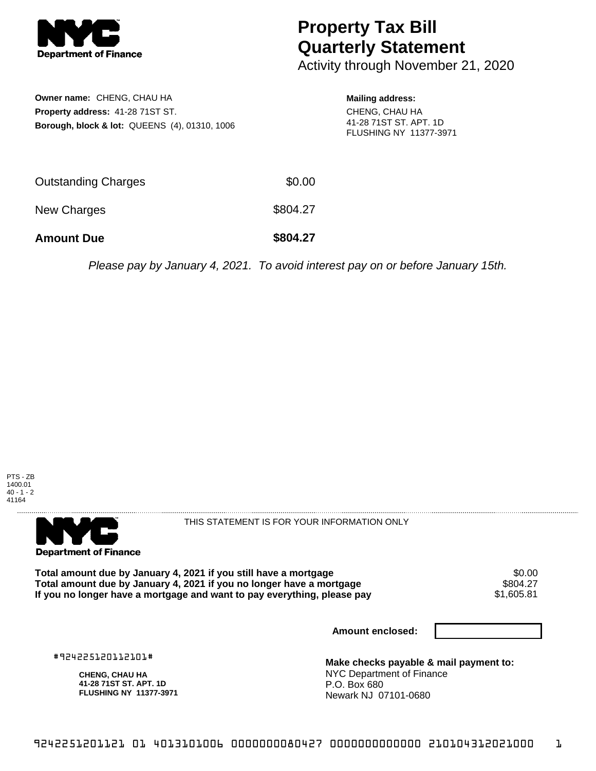# Property Tax Bill Quarterly Statement

Activity through November 21, 2020

**Owner name:** CHENG, CHAU HA
**Property address:** 41-28 71ST ST.
**Borough, block & lot:** QUEENS (4), 01310, 1006

**Mailing address:**
CHENG, CHAU HA
41-28 71ST ST. APT. 1D
FLUSHING NY 11377-3971

| | |
|---|---|
| Outstanding Charges | $0.00 |
| New Charges | $804.27 |
| **Amount Due** | **$804.27** |

*Please pay by January 4, 2021. To avoid interest pay on or before January 15th.*

PTS - ZB
1400.01
40 - 1 - 2
41164

THIS STATEMENT IS FOR YOUR INFORMATION ONLY

| | |
|---|---|
| **Total amount due by January 4, 2021 if you still have a mortgage** | $0.00 |
| **Total amount due by January 4, 2021 if you no longer have a mortgage** | $804.27 |
| **If you no longer have a mortgage and want to pay everything, please pay** | $1,605.81 |

**Amount enclosed:**

#924225120112101#

**CHENG, CHAU HA**
**41-28 71ST ST. APT. 1D**
**FLUSHING NY 11377-3971**

**Make checks payable & mail payment to:**
NYC Department of Finance
P.O. Box 680
Newark NJ 07101-0680

9242251201121 01 4013101006 0000000080427 0000000000000 210104312021000 1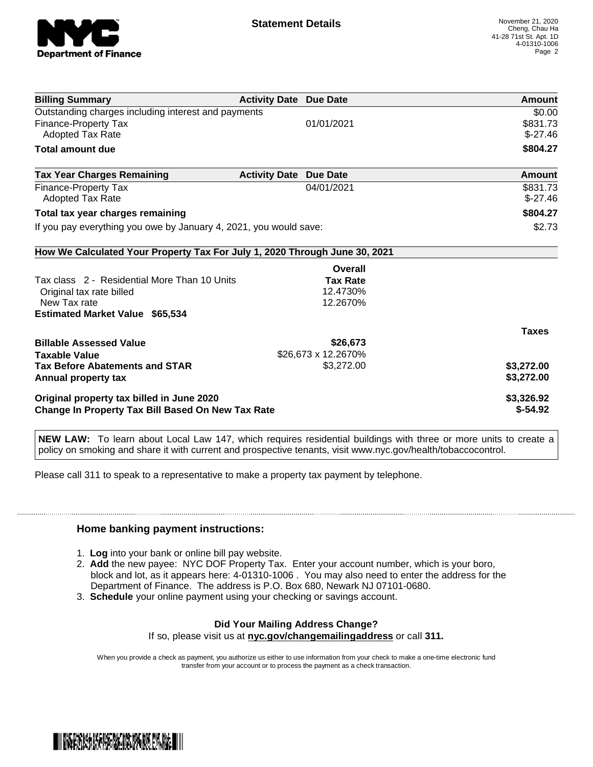## Statement Details

November 21, 2020
Cheng, Chau Ha
41-28 71st St. Apt. 1D
4-01310-1006

| Billing Summary | Activity Date | Due Date | Amount |
|---|---|---|---|
| Outstanding charges including interest and payments | | | $0.00 |
| Finance-Property Tax | | 01/01/2021 | $831.73 |
| Adopted Tax Rate | | | $-27.46 |
| **Total amount due** | | | **$804.27** |

| Tax Year Charges Remaining | Activity Date | Due Date | Amount |
|---|---|---|---|
| Finance-Property Tax | | 04/01/2021 | $831.73 |
| Adopted Tax Rate | | | $-27.46 |
| **Total tax year charges remaining** | | | **$804.27** |
| If you pay everything you owe by January 4, 2021, you would save: | | | $2.73 |

### How We Calculated Your Property Tax For July 1, 2020 Through June 30, 2021

| | Overall Tax Rate | |
|---|---|---|
| Tax class 2 - Residential More Than 10 Units | | |
| Original tax rate billed | 12.4730% | |
| New Tax rate | 12.2670% | |
| **Estimated Market Value $65,534** | | |
| | | **Taxes** |
| **Billable Assessed Value** | **$26,673** | |
| **Taxable Value** | $26,673 x 12.2670% | |
| **Tax Before Abatements and STAR** | $3,272.00 | **$3,272.00** |
| **Annual property tax** | | **$3,272.00** |
| **Original property tax billed in June 2020** | | **$3,326.92** |
| **Change In Property Tax Bill Based On New Tax Rate** | | **$-54.92** |

**NEW LAW:** To learn about Local Law 147, which requires residential buildings with three or more units to create a policy on smoking and share it with current and prospective tenants, visit www.nyc.gov/health/tobaccocontrol.

Please call 311 to speak to a representative to make a property tax payment by telephone.

### Home banking payment instructions:

1. **Log** into your bank or online bill pay website.
2. **Add** the new payee: NYC DOF Property Tax. Enter your account number, which is your boro, block and lot, as it appears here: 4-01310-1006 . You may also need to enter the address for the Department of Finance. The address is P.O. Box 680, Newark NJ 07101-0680.
3. **Schedule** your online payment using your checking or savings account.

**Did Your Mailing Address Change?**

If so, please visit us at **nyc.gov/changemailingaddress** or call **311.**

When you provide a check as payment, you authorize us either to use information from your check to make a one-time electronic fund transfer from your account or to process the payment as a check transaction.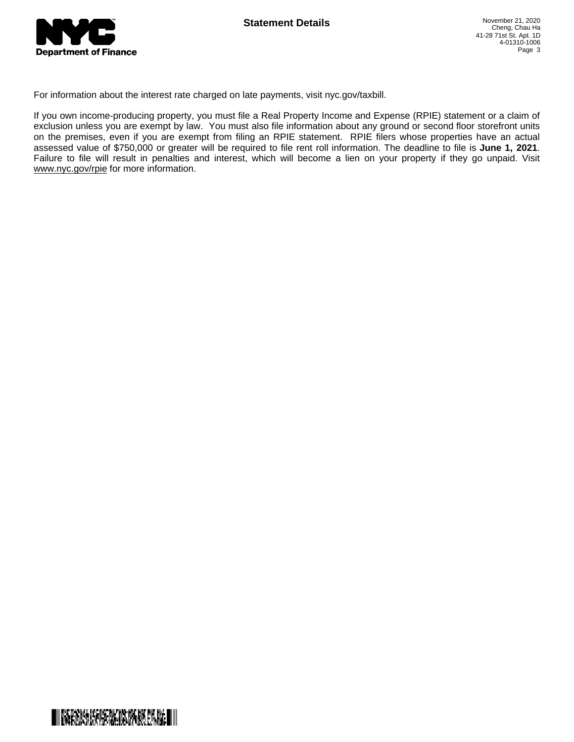For information about the interest rate charged on late payments, visit nyc.gov/taxbill.

If you own income-producing property, you must file a Real Property Income and Expense (RPIE) statement or a claim of exclusion unless you are exempt by law. You must also file information about any ground or second floor storefront units on the premises, even if you are exempt from filing an RPIE statement. RPIE filers whose properties have an actual assessed value of $750,000 or greater will be required to file rent roll information. The deadline to file is **June 1, 2021**. Failure to file will result in penalties and interest, which will become a lien on your property if they go unpaid. Visit www.nyc.gov/rpie for more information.